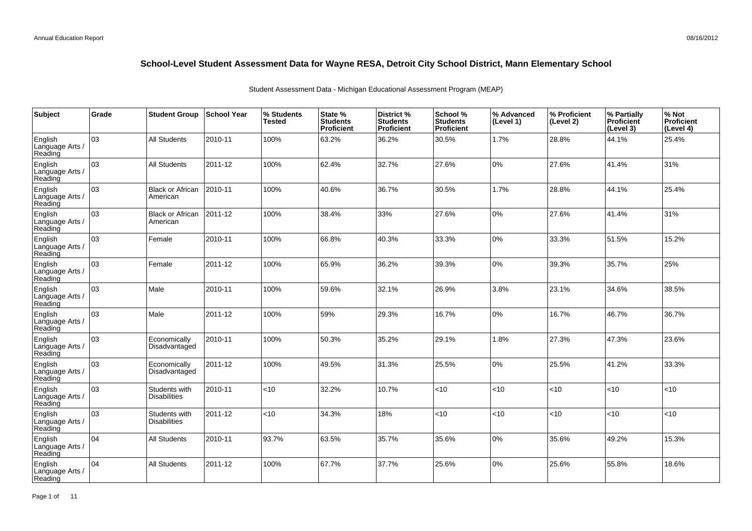# School-Level Student Assessment Data for Wayne RESA, Detroit City School District, Mann Elementary School

Student Assessment Data - Michigan Educational Assessment Program (MEAP)

| Subject | Grade | Student Group | School Year | % Students Tested | State % Students Proficient | District % Students Proficient | School % Students Proficient | % Advanced (Level 1) | % Proficient (Level 2) | % Partially Proficient (Level 3) | % Not Proficient (Level 4) |
|---|---|---|---|---|---|---|---|---|---|---|---|
| English Language Arts / Reading | 03 | All Students | 2010-11 | 100% | 63.2% | 36.2% | 30.5% | 1.7% | 28.8% | 44.1% | 25.4% |
| English Language Arts / Reading | 03 | All Students | 2011-12 | 100% | 62.4% | 32.7% | 27.6% | 0% | 27.6% | 41.4% | 31% |
| English Language Arts / Reading | 03 | Black or African American | 2010-11 | 100% | 40.6% | 36.7% | 30.5% | 1.7% | 28.8% | 44.1% | 25.4% |
| English Language Arts / Reading | 03 | Black or African American | 2011-12 | 100% | 38.4% | 33% | 27.6% | 0% | 27.6% | 41.4% | 31% |
| English Language Arts / Reading | 03 | Female | 2010-11 | 100% | 66.8% | 40.3% | 33.3% | 0% | 33.3% | 51.5% | 15.2% |
| English Language Arts / Reading | 03 | Female | 2011-12 | 100% | 65.9% | 36.2% | 39.3% | 0% | 39.3% | 35.7% | 25% |
| English Language Arts / Reading | 03 | Male | 2010-11 | 100% | 59.6% | 32.1% | 26.9% | 3.8% | 23.1% | 34.6% | 38.5% |
| English Language Arts / Reading | 03 | Male | 2011-12 | 100% | 59% | 29.3% | 16.7% | 0% | 16.7% | 46.7% | 36.7% |
| English Language Arts / Reading | 03 | Economically Disadvantaged | 2010-11 | 100% | 50.3% | 35.2% | 29.1% | 1.8% | 27.3% | 47.3% | 23.6% |
| English Language Arts / Reading | 03 | Economically Disadvantaged | 2011-12 | 100% | 49.5% | 31.3% | 25.5% | 0% | 25.5% | 41.2% | 33.3% |
| English Language Arts / Reading | 03 | Students with Disabilities | 2010-11 | <10 | 32.2% | 10.7% | <10 | <10 | <10 | <10 | <10 |
| English Language Arts / Reading | 03 | Students with Disabilities | 2011-12 | <10 | 34.3% | 18% | <10 | <10 | <10 | <10 | <10 |
| English Language Arts / Reading | 04 | All Students | 2010-11 | 93.7% | 63.5% | 35.7% | 35.6% | 0% | 35.6% | 49.2% | 15.3% |
| English Language Arts / Reading | 04 | All Students | 2011-12 | 100% | 67.7% | 37.7% | 25.6% | 0% | 25.6% | 55.8% | 18.6% |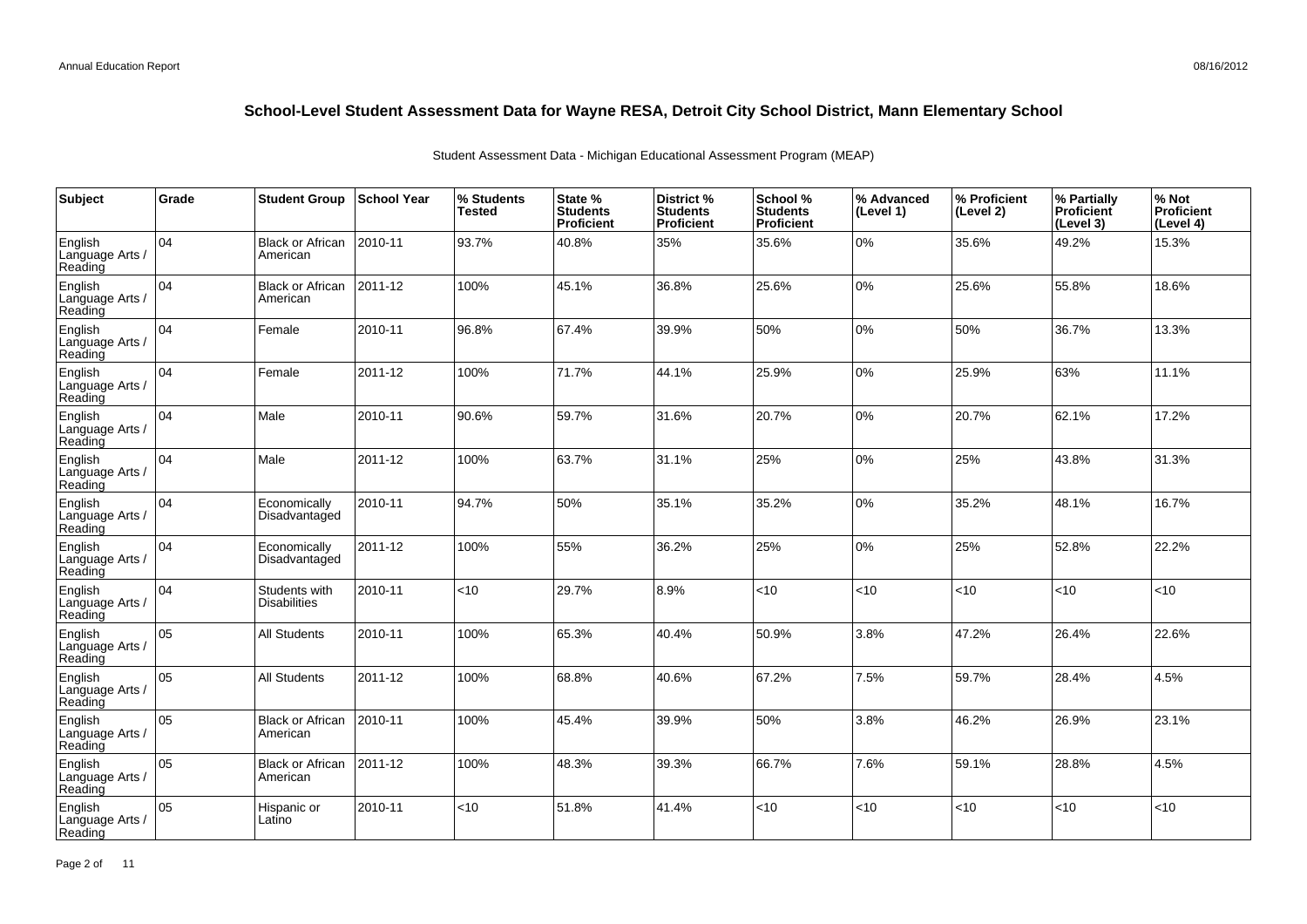## School-Level Student Assessment Data for Wayne RESA, Detroit City School District, Mann Elementary School

Student Assessment Data - Michigan Educational Assessment Program (MEAP)

| Subject | Grade | Student Group | School Year | % Students Tested | State % Students Proficient | District % Students Proficient | School % Students Proficient | % Advanced (Level 1) | % Proficient (Level 2) | % Partially Proficient (Level 3) | % Not Proficient (Level 4) |
|---|---|---|---|---|---|---|---|---|---|---|---|
| English Language Arts / Reading | 04 | Black or African American | 2010-11 | 93.7% | 40.8% | 35% | 35.6% | 0% | 35.6% | 49.2% | 15.3% |
| English Language Arts / Reading | 04 | Black or African American | 2011-12 | 100% | 45.1% | 36.8% | 25.6% | 0% | 25.6% | 55.8% | 18.6% |
| English Language Arts / Reading | 04 | Female | 2010-11 | 96.8% | 67.4% | 39.9% | 50% | 0% | 50% | 36.7% | 13.3% |
| English Language Arts / Reading | 04 | Female | 2011-12 | 100% | 71.7% | 44.1% | 25.9% | 0% | 25.9% | 63% | 11.1% |
| English Language Arts / Reading | 04 | Male | 2010-11 | 90.6% | 59.7% | 31.6% | 20.7% | 0% | 20.7% | 62.1% | 17.2% |
| English Language Arts / Reading | 04 | Male | 2011-12 | 100% | 63.7% | 31.1% | 25% | 0% | 25% | 43.8% | 31.3% |
| English Language Arts / Reading | 04 | Economically Disadvantaged | 2010-11 | 94.7% | 50% | 35.1% | 35.2% | 0% | 35.2% | 48.1% | 16.7% |
| English Language Arts / Reading | 04 | Economically Disadvantaged | 2011-12 | 100% | 55% | 36.2% | 25% | 0% | 25% | 52.8% | 22.2% |
| English Language Arts / Reading | 04 | Students with Disabilities | 2010-11 | <10 | 29.7% | 8.9% | <10 | <10 | <10 | <10 | <10 |
| English Language Arts / Reading | 05 | All Students | 2010-11 | 100% | 65.3% | 40.4% | 50.9% | 3.8% | 47.2% | 26.4% | 22.6% |
| English Language Arts / Reading | 05 | All Students | 2011-12 | 100% | 68.8% | 40.6% | 67.2% | 7.5% | 59.7% | 28.4% | 4.5% |
| English Language Arts / Reading | 05 | Black or African American | 2010-11 | 100% | 45.4% | 39.9% | 50% | 3.8% | 46.2% | 26.9% | 23.1% |
| English Language Arts / Reading | 05 | Black or African American | 2011-12 | 100% | 48.3% | 39.3% | 66.7% | 7.6% | 59.1% | 28.8% | 4.5% |
| English Language Arts / Reading | 05 | Hispanic or Latino | 2010-11 | <10 | 51.8% | 41.4% | <10 | <10 | <10 | <10 | <10 |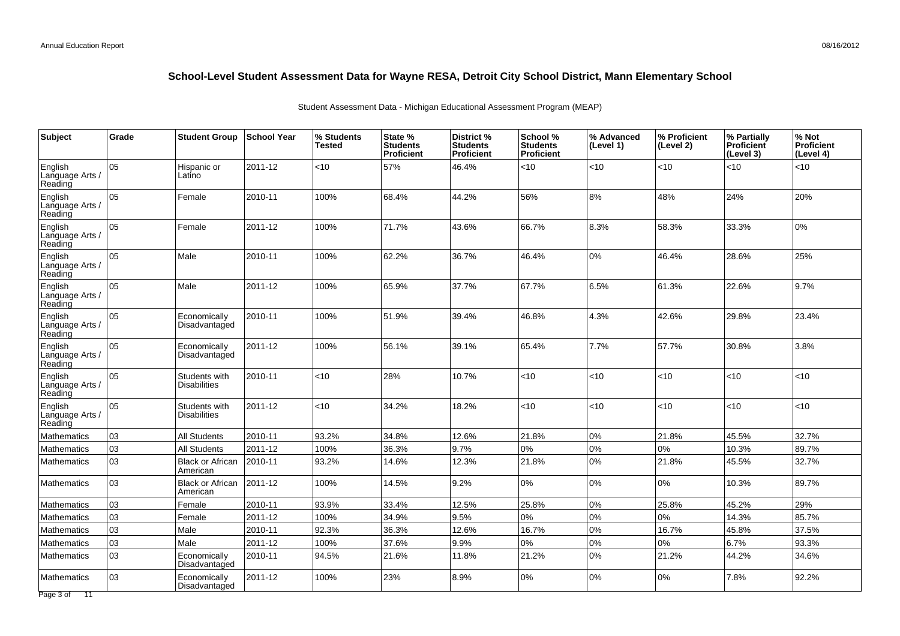## School-Level Student Assessment Data for Wayne RESA, Detroit City School District, Mann Elementary School

Student Assessment Data - Michigan Educational Assessment Program (MEAP)

| Subject | Grade | Student Group | School Year | % Students Tested | State % Students Proficient | District % Students Proficient | School % Students Proficient | % Advanced (Level 1) | % Proficient (Level 2) | % Partially Proficient (Level 3) | % Not Proficient (Level 4) |
|---|---|---|---|---|---|---|---|---|---|---|---|
| English Language Arts / Reading | 05 | Hispanic or Latino | 2011-12 | <10 | 57% | 46.4% | <10 | <10 | <10 | <10 | <10 |
| English Language Arts / Reading | 05 | Female | 2010-11 | 100% | 68.4% | 44.2% | 56% | 8% | 48% | 24% | 20% |
| English Language Arts / Reading | 05 | Female | 2011-12 | 100% | 71.7% | 43.6% | 66.7% | 8.3% | 58.3% | 33.3% | 0% |
| English Language Arts / Reading | 05 | Male | 2010-11 | 100% | 62.2% | 36.7% | 46.4% | 0% | 46.4% | 28.6% | 25% |
| English Language Arts / Reading | 05 | Male | 2011-12 | 100% | 65.9% | 37.7% | 67.7% | 6.5% | 61.3% | 22.6% | 9.7% |
| English Language Arts / Reading | 05 | Economically Disadvantaged | 2010-11 | 100% | 51.9% | 39.4% | 46.8% | 4.3% | 42.6% | 29.8% | 23.4% |
| English Language Arts / Reading | 05 | Economically Disadvantaged | 2011-12 | 100% | 56.1% | 39.1% | 65.4% | 7.7% | 57.7% | 30.8% | 3.8% |
| English Language Arts / Reading | 05 | Students with Disabilities | 2010-11 | <10 | 28% | 10.7% | <10 | <10 | <10 | <10 | <10 |
| English Language Arts / Reading | 05 | Students with Disabilities | 2011-12 | <10 | 34.2% | 18.2% | <10 | <10 | <10 | <10 | <10 |
| Mathematics | 03 | All Students | 2010-11 | 93.2% | 34.8% | 12.6% | 21.8% | 0% | 21.8% | 45.5% | 32.7% |
| Mathematics | 03 | All Students | 2011-12 | 100% | 36.3% | 9.7% | 0% | 0% | 0% | 10.3% | 89.7% |
| Mathematics | 03 | Black or African American | 2010-11 | 93.2% | 14.6% | 12.3% | 21.8% | 0% | 21.8% | 45.5% | 32.7% |
| Mathematics | 03 | Black or African American | 2011-12 | 100% | 14.5% | 9.2% | 0% | 0% | 0% | 10.3% | 89.7% |
| Mathematics | 03 | Female | 2010-11 | 93.9% | 33.4% | 12.5% | 25.8% | 0% | 25.8% | 45.2% | 29% |
| Mathematics | 03 | Female | 2011-12 | 100% | 34.9% | 9.5% | 0% | 0% | 0% | 14.3% | 85.7% |
| Mathematics | 03 | Male | 2010-11 | 92.3% | 36.3% | 12.6% | 16.7% | 0% | 16.7% | 45.8% | 37.5% |
| Mathematics | 03 | Male | 2011-12 | 100% | 37.6% | 9.9% | 0% | 0% | 0% | 6.7% | 93.3% |
| Mathematics | 03 | Economically Disadvantaged | 2010-11 | 94.5% | 21.6% | 11.8% | 21.2% | 0% | 21.2% | 44.2% | 34.6% |
| Mathematics | 03 | Economically Disadvantaged | 2011-12 | 100% | 23% | 8.9% | 0% | 0% | 0% | 7.8% | 92.2% |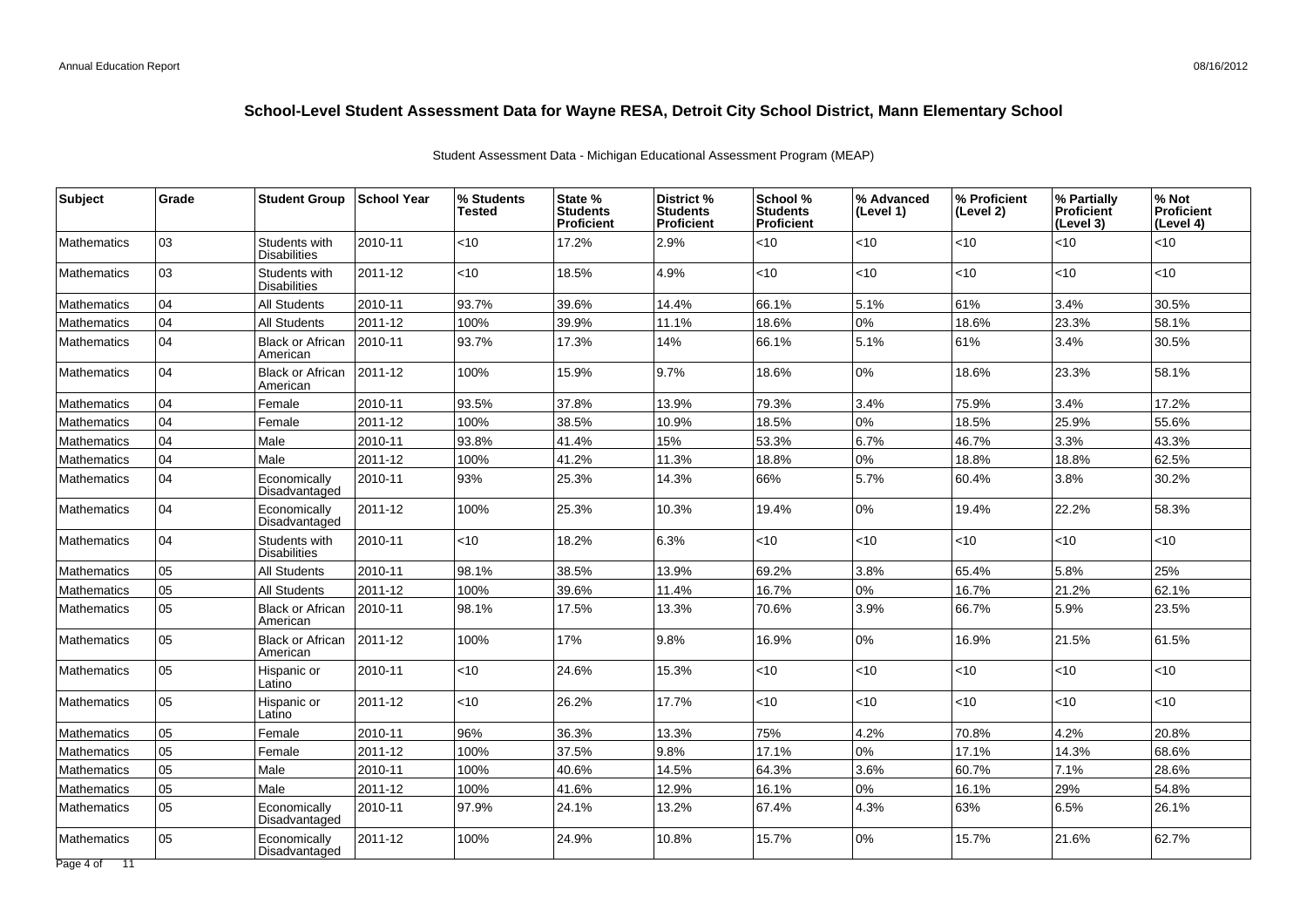## School-Level Student Assessment Data for Wayne RESA, Detroit City School District, Mann Elementary School

Student Assessment Data - Michigan Educational Assessment Program (MEAP)

| Subject | Grade | Student Group | School Year | % Students Tested | State % Students Proficient | District % Students Proficient | School % Students Proficient | % Advanced (Level 1) | % Proficient (Level 2) | % Partially Proficient (Level 3) | % Not Proficient (Level 4) |
|---|---|---|---|---|---|---|---|---|---|---|---|
| Mathematics | 03 | Students with Disabilities | 2010-11 | <10 | 17.2% | 2.9% | <10 | <10 | <10 | <10 | <10 |
| Mathematics | 03 | Students with Disabilities | 2011-12 | <10 | 18.5% | 4.9% | <10 | <10 | <10 | <10 | <10 |
| Mathematics | 04 | All Students | 2010-11 | 93.7% | 39.6% | 14.4% | 66.1% | 5.1% | 61% | 3.4% | 30.5% |
| Mathematics | 04 | All Students | 2011-12 | 100% | 39.9% | 11.1% | 18.6% | 0% | 18.6% | 23.3% | 58.1% |
| Mathematics | 04 | Black or African American | 2010-11 | 93.7% | 17.3% | 14% | 66.1% | 5.1% | 61% | 3.4% | 30.5% |
| Mathematics | 04 | Black or African American | 2011-12 | 100% | 15.9% | 9.7% | 18.6% | 0% | 18.6% | 23.3% | 58.1% |
| Mathematics | 04 | Female | 2010-11 | 93.5% | 37.8% | 13.9% | 79.3% | 3.4% | 75.9% | 3.4% | 17.2% |
| Mathematics | 04 | Female | 2011-12 | 100% | 38.5% | 10.9% | 18.5% | 0% | 18.5% | 25.9% | 55.6% |
| Mathematics | 04 | Male | 2010-11 | 93.8% | 41.4% | 15% | 53.3% | 6.7% | 46.7% | 3.3% | 43.3% |
| Mathematics | 04 | Male | 2011-12 | 100% | 41.2% | 11.3% | 18.8% | 0% | 18.8% | 18.8% | 62.5% |
| Mathematics | 04 | Economically Disadvantaged | 2010-11 | 93% | 25.3% | 14.3% | 66% | 5.7% | 60.4% | 3.8% | 30.2% |
| Mathematics | 04 | Economically Disadvantaged | 2011-12 | 100% | 25.3% | 10.3% | 19.4% | 0% | 19.4% | 22.2% | 58.3% |
| Mathematics | 04 | Students with Disabilities | 2010-11 | <10 | 18.2% | 6.3% | <10 | <10 | <10 | <10 | <10 |
| Mathematics | 05 | All Students | 2010-11 | 98.1% | 38.5% | 13.9% | 69.2% | 3.8% | 65.4% | 5.8% | 25% |
| Mathematics | 05 | All Students | 2011-12 | 100% | 39.6% | 11.4% | 16.7% | 0% | 16.7% | 21.2% | 62.1% |
| Mathematics | 05 | Black or African American | 2010-11 | 98.1% | 17.5% | 13.3% | 70.6% | 3.9% | 66.7% | 5.9% | 23.5% |
| Mathematics | 05 | Black or African American | 2011-12 | 100% | 17% | 9.8% | 16.9% | 0% | 16.9% | 21.5% | 61.5% |
| Mathematics | 05 | Hispanic or Latino | 2010-11 | <10 | 24.6% | 15.3% | <10 | <10 | <10 | <10 | <10 |
| Mathematics | 05 | Hispanic or Latino | 2011-12 | <10 | 26.2% | 17.7% | <10 | <10 | <10 | <10 | <10 |
| Mathematics | 05 | Female | 2010-11 | 96% | 36.3% | 13.3% | 75% | 4.2% | 70.8% | 4.2% | 20.8% |
| Mathematics | 05 | Female | 2011-12 | 100% | 37.5% | 9.8% | 17.1% | 0% | 17.1% | 14.3% | 68.6% |
| Mathematics | 05 | Male | 2010-11 | 100% | 40.6% | 14.5% | 64.3% | 3.6% | 60.7% | 7.1% | 28.6% |
| Mathematics | 05 | Male | 2011-12 | 100% | 41.6% | 12.9% | 16.1% | 0% | 16.1% | 29% | 54.8% |
| Mathematics | 05 | Economically Disadvantaged | 2010-11 | 97.9% | 24.1% | 13.2% | 67.4% | 4.3% | 63% | 6.5% | 26.1% |
| Mathematics | 05 | Economically Disadvantaged | 2011-12 | 100% | 24.9% | 10.8% | 15.7% | 0% | 15.7% | 21.6% | 62.7% |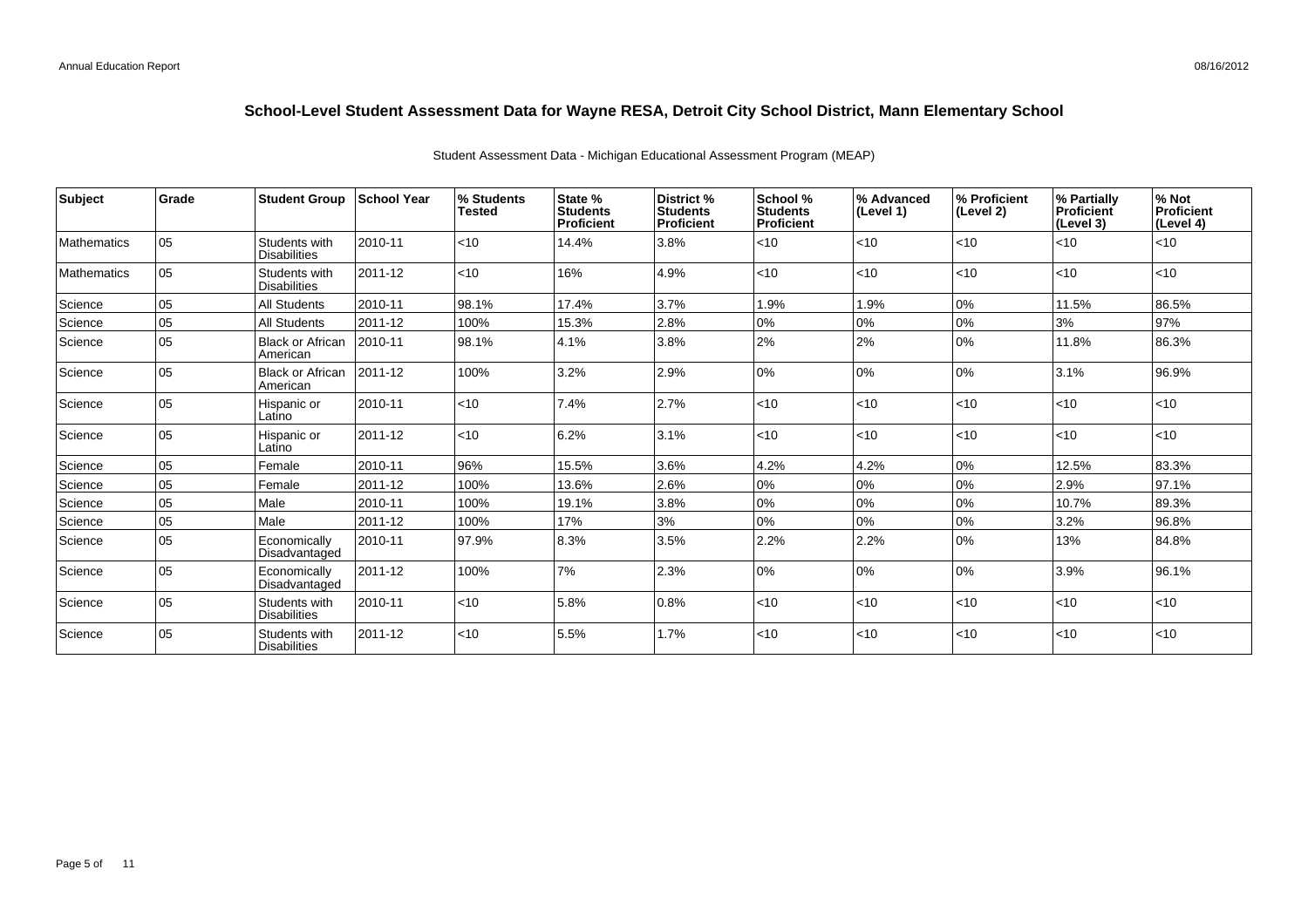# School-Level Student Assessment Data for Wayne RESA, Detroit City School District, Mann Elementary School

Student Assessment Data - Michigan Educational Assessment Program (MEAP)

| Subject | Grade | Student Group | School Year | % Students Tested | State % Students Proficient | District % Students Proficient | School % Students Proficient | % Advanced (Level 1) | % Proficient (Level 2) | % Partially Proficient (Level 3) | % Not Proficient (Level 4) |
|---|---|---|---|---|---|---|---|---|---|---|---|
| Mathematics | 05 | Students with Disabilities | 2010-11 | <10 | 14.4% | 3.8% | <10 | <10 | <10 | <10 | <10 |
| Mathematics | 05 | Students with Disabilities | 2011-12 | <10 | 16% | 4.9% | <10 | <10 | <10 | <10 | <10 |
| Science | 05 | All Students | 2010-11 | 98.1% | 17.4% | 3.7% | 1.9% | 1.9% | 0% | 11.5% | 86.5% |
| Science | 05 | All Students | 2011-12 | 100% | 15.3% | 2.8% | 0% | 0% | 0% | 3% | 97% |
| Science | 05 | Black or African American | 2010-11 | 98.1% | 4.1% | 3.8% | 2% | 2% | 0% | 11.8% | 86.3% |
| Science | 05 | Black or African American | 2011-12 | 100% | 3.2% | 2.9% | 0% | 0% | 0% | 3.1% | 96.9% |
| Science | 05 | Hispanic or Latino | 2010-11 | <10 | 7.4% | 2.7% | <10 | <10 | <10 | <10 | <10 |
| Science | 05 | Hispanic or Latino | 2011-12 | <10 | 6.2% | 3.1% | <10 | <10 | <10 | <10 | <10 |
| Science | 05 | Female | 2010-11 | 96% | 15.5% | 3.6% | 4.2% | 4.2% | 0% | 12.5% | 83.3% |
| Science | 05 | Female | 2011-12 | 100% | 13.6% | 2.6% | 0% | 0% | 0% | 2.9% | 97.1% |
| Science | 05 | Male | 2010-11 | 100% | 19.1% | 3.8% | 0% | 0% | 0% | 10.7% | 89.3% |
| Science | 05 | Male | 2011-12 | 100% | 17% | 3% | 0% | 0% | 0% | 3.2% | 96.8% |
| Science | 05 | Economically Disadvantaged | 2010-11 | 97.9% | 8.3% | 3.5% | 2.2% | 2.2% | 0% | 13% | 84.8% |
| Science | 05 | Economically Disadvantaged | 2011-12 | 100% | 7% | 2.3% | 0% | 0% | 0% | 3.9% | 96.1% |
| Science | 05 | Students with Disabilities | 2010-11 | <10 | 5.8% | 0.8% | <10 | <10 | <10 | <10 | <10 |
| Science | 05 | Students with Disabilities | 2011-12 | <10 | 5.5% | 1.7% | <10 | <10 | <10 | <10 | <10 |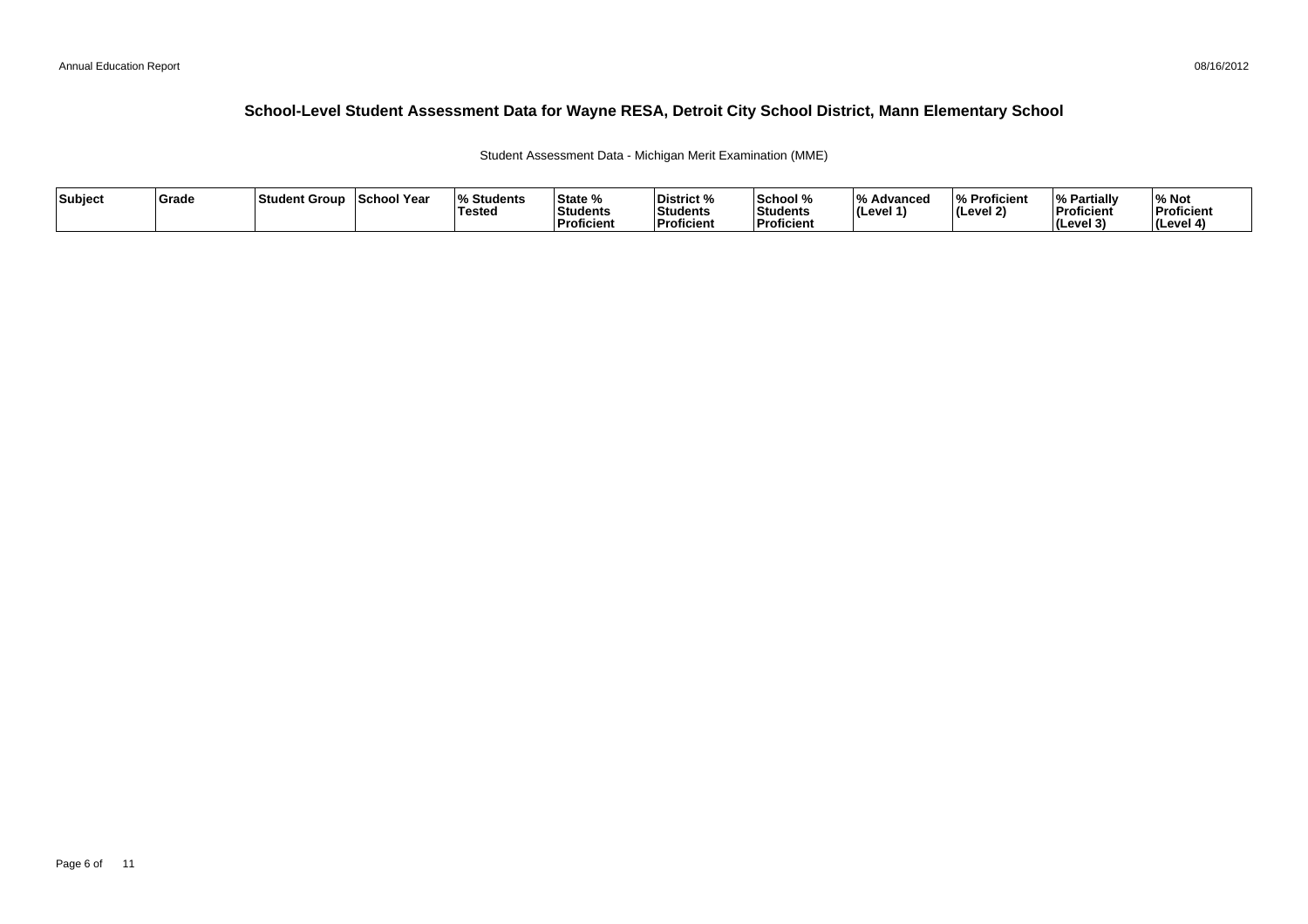# School-Level Student Assessment Data for Wayne RESA, Detroit City School District, Mann Elementary School

Student Assessment Data - Michigan Merit Examination (MME)

| Subject | Grade | Student Group | School Year | % Students Tested | State % Students Proficient | District % Students Proficient | School % Students Proficient | % Advanced (Level 1) | % Proficient (Level 2) | % Partially Proficient (Level 3) | % Not Proficient (Level 4) |
|---|---|---|---|---|---|---|---|---|---|---|---|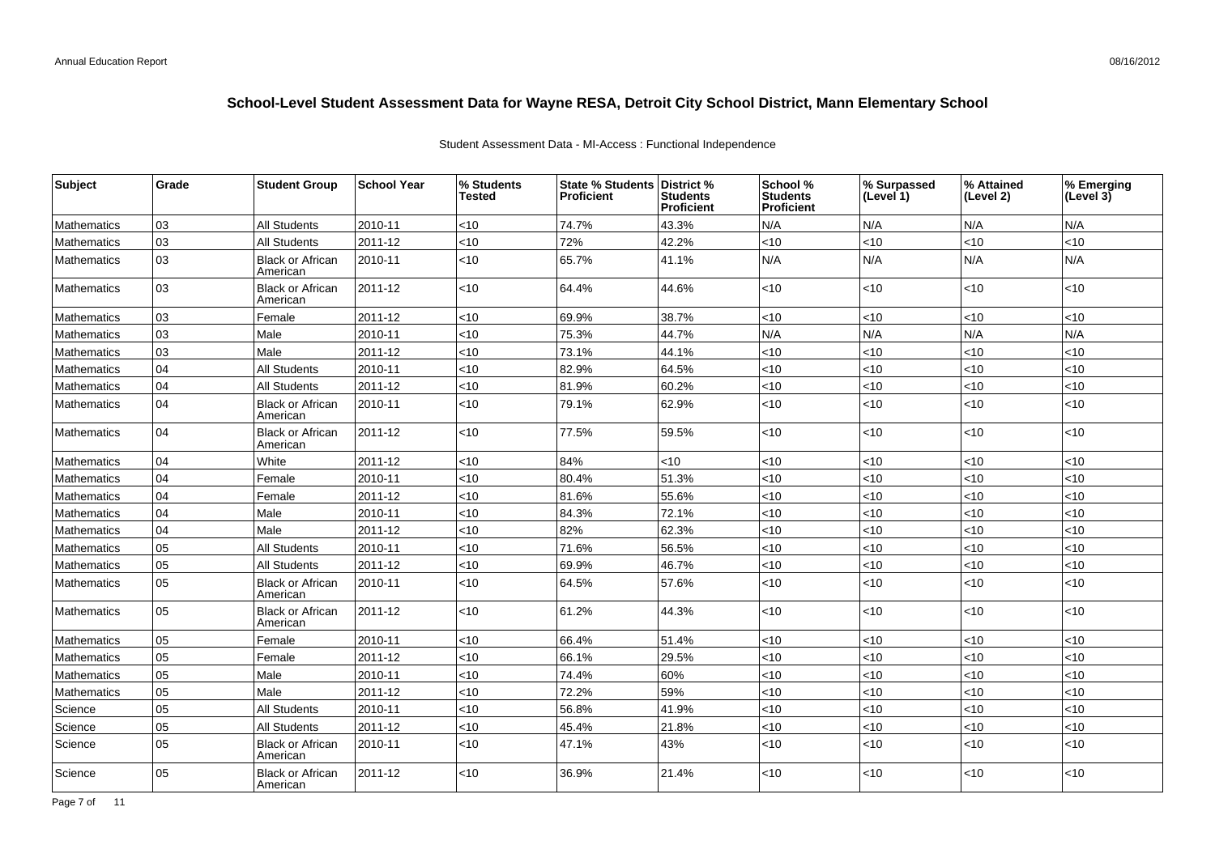# School-Level Student Assessment Data for Wayne RESA, Detroit City School District, Mann Elementary School

Student Assessment Data - MI-Access : Functional Independence

| Subject | Grade | Student Group | School Year | % Students Tested | State % Students Proficient | District % Students Proficient | School % Students Proficient | % Surpassed (Level 1) | % Attained (Level 2) | % Emerging (Level 3) |
|---|---|---|---|---|---|---|---|---|---|---|
| Mathematics | 03 | All Students | 2010-11 | <10 | 74.7% | 43.3% | N/A | N/A | N/A | N/A |
| Mathematics | 03 | All Students | 2011-12 | <10 | 72% | 42.2% | <10 | <10 | <10 | <10 |
| Mathematics | 03 | Black or African American | 2010-11 | <10 | 65.7% | 41.1% | N/A | N/A | N/A | N/A |
| Mathematics | 03 | Black or African American | 2011-12 | <10 | 64.4% | 44.6% | <10 | <10 | <10 | <10 |
| Mathematics | 03 | Female | 2011-12 | <10 | 69.9% | 38.7% | <10 | <10 | <10 | <10 |
| Mathematics | 03 | Male | 2010-11 | <10 | 75.3% | 44.7% | N/A | N/A | N/A | N/A |
| Mathematics | 03 | Male | 2011-12 | <10 | 73.1% | 44.1% | <10 | <10 | <10 | <10 |
| Mathematics | 04 | All Students | 2010-11 | <10 | 82.9% | 64.5% | <10 | <10 | <10 | <10 |
| Mathematics | 04 | All Students | 2011-12 | <10 | 81.9% | 60.2% | <10 | <10 | <10 | <10 |
| Mathematics | 04 | Black or African American | 2010-11 | <10 | 79.1% | 62.9% | <10 | <10 | <10 | <10 |
| Mathematics | 04 | Black or African American | 2011-12 | <10 | 77.5% | 59.5% | <10 | <10 | <10 | <10 |
| Mathematics | 04 | White | 2011-12 | <10 | 84% | <10 | <10 | <10 | <10 | <10 |
| Mathematics | 04 | Female | 2010-11 | <10 | 80.4% | 51.3% | <10 | <10 | <10 | <10 |
| Mathematics | 04 | Female | 2011-12 | <10 | 81.6% | 55.6% | <10 | <10 | <10 | <10 |
| Mathematics | 04 | Male | 2010-11 | <10 | 84.3% | 72.1% | <10 | <10 | <10 | <10 |
| Mathematics | 04 | Male | 2011-12 | <10 | 82% | 62.3% | <10 | <10 | <10 | <10 |
| Mathematics | 05 | All Students | 2010-11 | <10 | 71.6% | 56.5% | <10 | <10 | <10 | <10 |
| Mathematics | 05 | All Students | 2011-12 | <10 | 69.9% | 46.7% | <10 | <10 | <10 | <10 |
| Mathematics | 05 | Black or African American | 2010-11 | <10 | 64.5% | 57.6% | <10 | <10 | <10 | <10 |
| Mathematics | 05 | Black or African American | 2011-12 | <10 | 61.2% | 44.3% | <10 | <10 | <10 | <10 |
| Mathematics | 05 | Female | 2010-11 | <10 | 66.4% | 51.4% | <10 | <10 | <10 | <10 |
| Mathematics | 05 | Female | 2011-12 | <10 | 66.1% | 29.5% | <10 | <10 | <10 | <10 |
| Mathematics | 05 | Male | 2010-11 | <10 | 74.4% | 60% | <10 | <10 | <10 | <10 |
| Mathematics | 05 | Male | 2011-12 | <10 | 72.2% | 59% | <10 | <10 | <10 | <10 |
| Science | 05 | All Students | 2010-11 | <10 | 56.8% | 41.9% | <10 | <10 | <10 | <10 |
| Science | 05 | All Students | 2011-12 | <10 | 45.4% | 21.8% | <10 | <10 | <10 | <10 |
| Science | 05 | Black or African American | 2010-11 | <10 | 47.1% | 43% | <10 | <10 | <10 | <10 |
| Science | 05 | Black or African American | 2011-12 | <10 | 36.9% | 21.4% | <10 | <10 | <10 | <10 |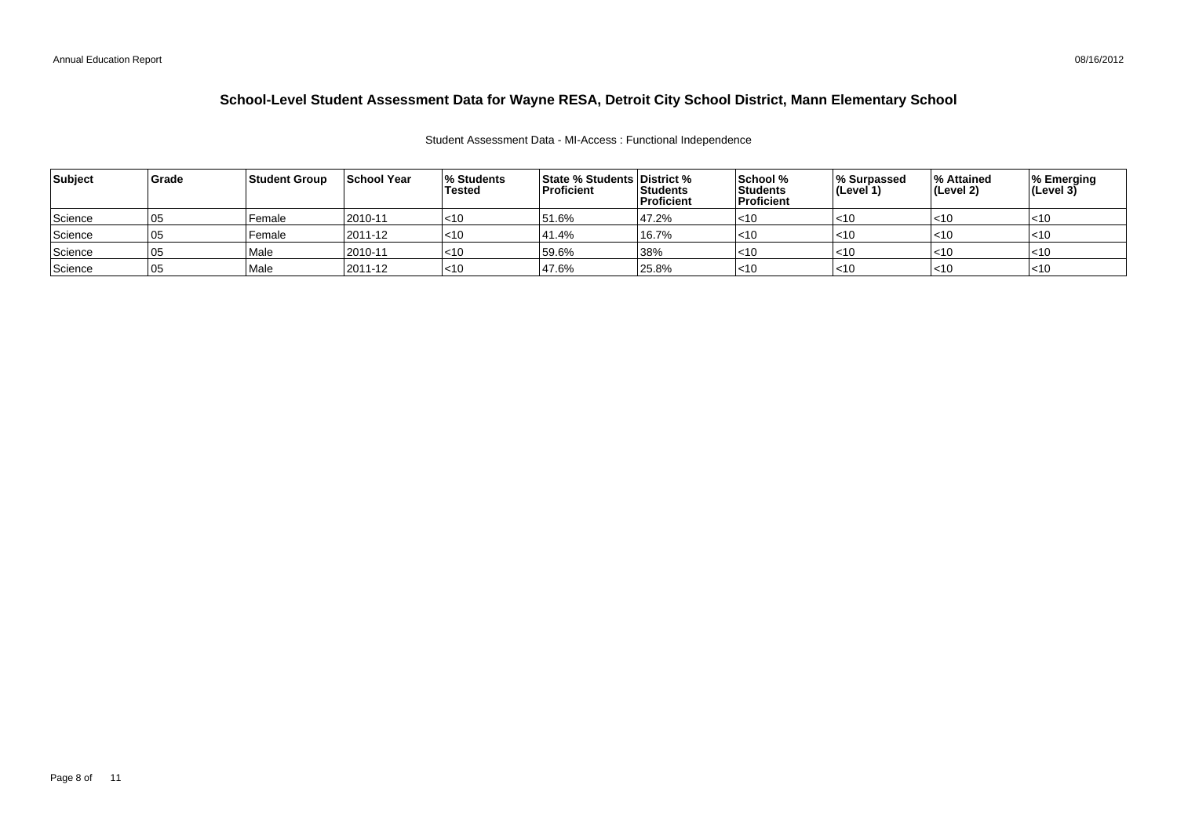# School-Level Student Assessment Data for Wayne RESA, Detroit City School District, Mann Elementary School

Student Assessment Data - MI-Access : Functional Independence

| Subject | Grade | Student Group | School Year | % Students Tested | State % Students Proficient | District % Students Proficient | School % Students Proficient | % Surpassed (Level 1) | % Attained (Level 2) | % Emerging (Level 3) |
|---|---|---|---|---|---|---|---|---|---|---|
| Science | 05 | Female | 2010-11 | <10 | 51.6% | 47.2% | <10 | <10 | <10 | <10 |
| Science | 05 | Female | 2011-12 | <10 | 41.4% | 16.7% | <10 | <10 | <10 | <10 |
| Science | 05 | Male | 2010-11 | <10 | 59.6% | 38% | <10 | <10 | <10 | <10 |
| Science | 05 | Male | 2011-12 | <10 | 47.6% | 25.8% | <10 | <10 | <10 | <10 |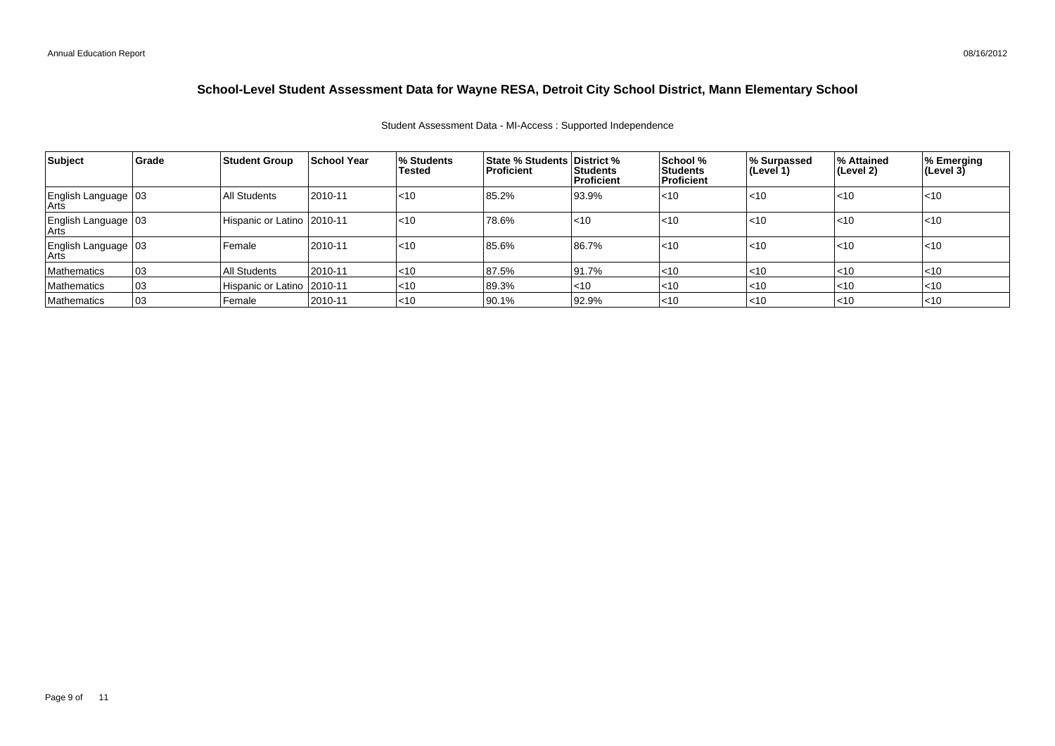# School-Level Student Assessment Data for Wayne RESA, Detroit City School District, Mann Elementary School

Student Assessment Data - MI-Access : Supported Independence

| Subject | Grade | Student Group | School Year | % Students Tested | State % Students Proficient | District % Students Proficient | School % Students Proficient | % Surpassed (Level 1) | % Attained (Level 2) | % Emerging (Level 3) |
|---|---|---|---|---|---|---|---|---|---|---|
| English Language Arts | 03 | All Students | 2010-11 | <10 | 85.2% | 93.9% | <10 | <10 | <10 | <10 |
| English Language Arts | 03 | Hispanic or Latino | 2010-11 | <10 | 78.6% | <10 | <10 | <10 | <10 | <10 |
| English Language Arts | 03 | Female | 2010-11 | <10 | 85.6% | 86.7% | <10 | <10 | <10 | <10 |
| Mathematics | 03 | All Students | 2010-11 | <10 | 87.5% | 91.7% | <10 | <10 | <10 | <10 |
| Mathematics | 03 | Hispanic or Latino | 2010-11 | <10 | 89.3% | <10 | <10 | <10 | <10 | <10 |
| Mathematics | 03 | Female | 2010-11 | <10 | 90.1% | 92.9% | <10 | <10 | <10 | <10 |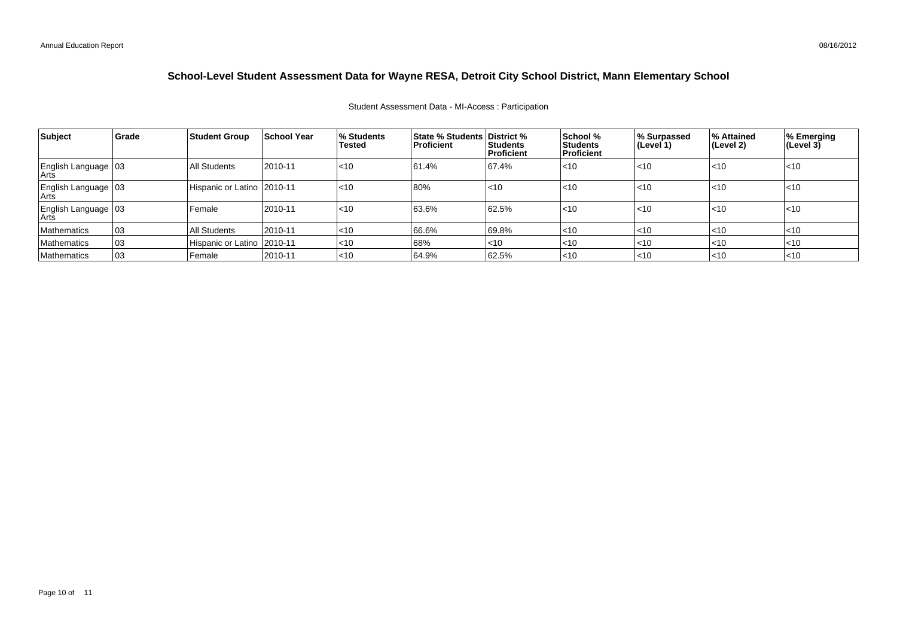# School-Level Student Assessment Data for Wayne RESA, Detroit City School District, Mann Elementary School

Student Assessment Data - MI-Access : Participation

| Subject | Grade | Student Group | School Year | % Students Tested | State % Students Proficient | District % Students Proficient | School % Students Proficient | % Surpassed (Level 1) | % Attained (Level 2) | % Emerging (Level 3) |
|---|---|---|---|---|---|---|---|---|---|---|
| English Language Arts | 03 | All Students | 2010-11 | <10 | 61.4% | 67.4% | <10 | <10 | <10 | <10 |
| English Language Arts | 03 | Hispanic or Latino | 2010-11 | <10 | 80% | <10 | <10 | <10 | <10 | <10 |
| English Language Arts | 03 | Female | 2010-11 | <10 | 63.6% | 62.5% | <10 | <10 | <10 | <10 |
| Mathematics | 03 | All Students | 2010-11 | <10 | 66.6% | 69.8% | <10 | <10 | <10 | <10 |
| Mathematics | 03 | Hispanic or Latino | 2010-11 | <10 | 68% | <10 | <10 | <10 | <10 | <10 |
| Mathematics | 03 | Female | 2010-11 | <10 | 64.9% | 62.5% | <10 | <10 | <10 | <10 |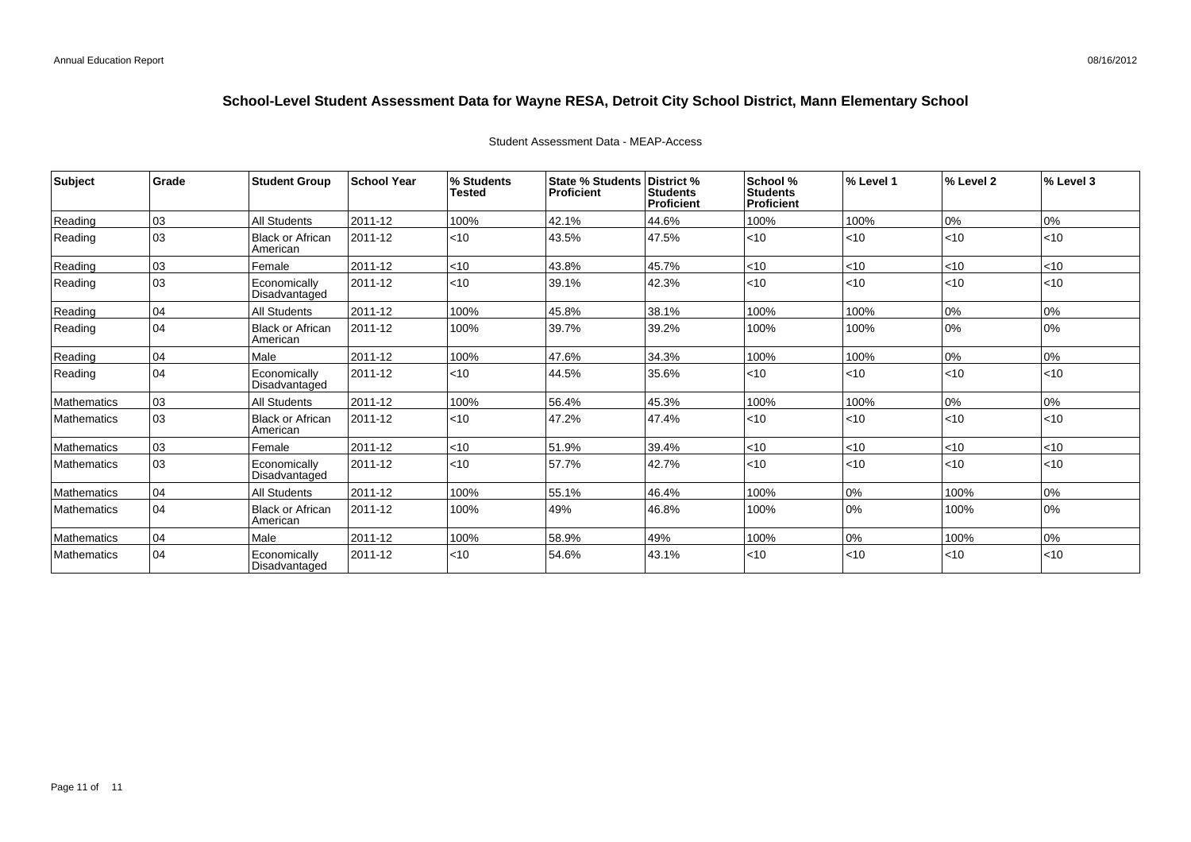# School-Level Student Assessment Data for Wayne RESA, Detroit City School District, Mann Elementary School

Student Assessment Data - MEAP-Access

| Subject | Grade | Student Group | School Year | % Students Tested | State % Students Proficient | District % Students Proficient | School % Students Proficient | % Level 1 | % Level 2 | % Level 3 |
|---|---|---|---|---|---|---|---|---|---|---|
| Reading | 03 | All Students | 2011-12 | 100% | 42.1% | 44.6% | 100% | 100% | 0% | 0% |
| Reading | 03 | Black or African American | 2011-12 | <10 | 43.5% | 47.5% | <10 | <10 | <10 | <10 |
| Reading | 03 | Female | 2011-12 | <10 | 43.8% | 45.7% | <10 | <10 | <10 | <10 |
| Reading | 03 | Economically Disadvantaged | 2011-12 | <10 | 39.1% | 42.3% | <10 | <10 | <10 | <10 |
| Reading | 04 | All Students | 2011-12 | 100% | 45.8% | 38.1% | 100% | 100% | 0% | 0% |
| Reading | 04 | Black or African American | 2011-12 | 100% | 39.7% | 39.2% | 100% | 100% | 0% | 0% |
| Reading | 04 | Male | 2011-12 | 100% | 47.6% | 34.3% | 100% | 100% | 0% | 0% |
| Reading | 04 | Economically Disadvantaged | 2011-12 | <10 | 44.5% | 35.6% | <10 | <10 | <10 | <10 |
| Mathematics | 03 | All Students | 2011-12 | 100% | 56.4% | 45.3% | 100% | 100% | 0% | 0% |
| Mathematics | 03 | Black or African American | 2011-12 | <10 | 47.2% | 47.4% | <10 | <10 | <10 | <10 |
| Mathematics | 03 | Female | 2011-12 | <10 | 51.9% | 39.4% | <10 | <10 | <10 | <10 |
| Mathematics | 03 | Economically Disadvantaged | 2011-12 | <10 | 57.7% | 42.7% | <10 | <10 | <10 | <10 |
| Mathematics | 04 | All Students | 2011-12 | 100% | 55.1% | 46.4% | 100% | 0% | 100% | 0% |
| Mathematics | 04 | Black or African American | 2011-12 | 100% | 49% | 46.8% | 100% | 0% | 100% | 0% |
| Mathematics | 04 | Male | 2011-12 | 100% | 58.9% | 49% | 100% | 0% | 100% | 0% |
| Mathematics | 04 | Economically Disadvantaged | 2011-12 | <10 | 54.6% | 43.1% | <10 | <10 | <10 | <10 |